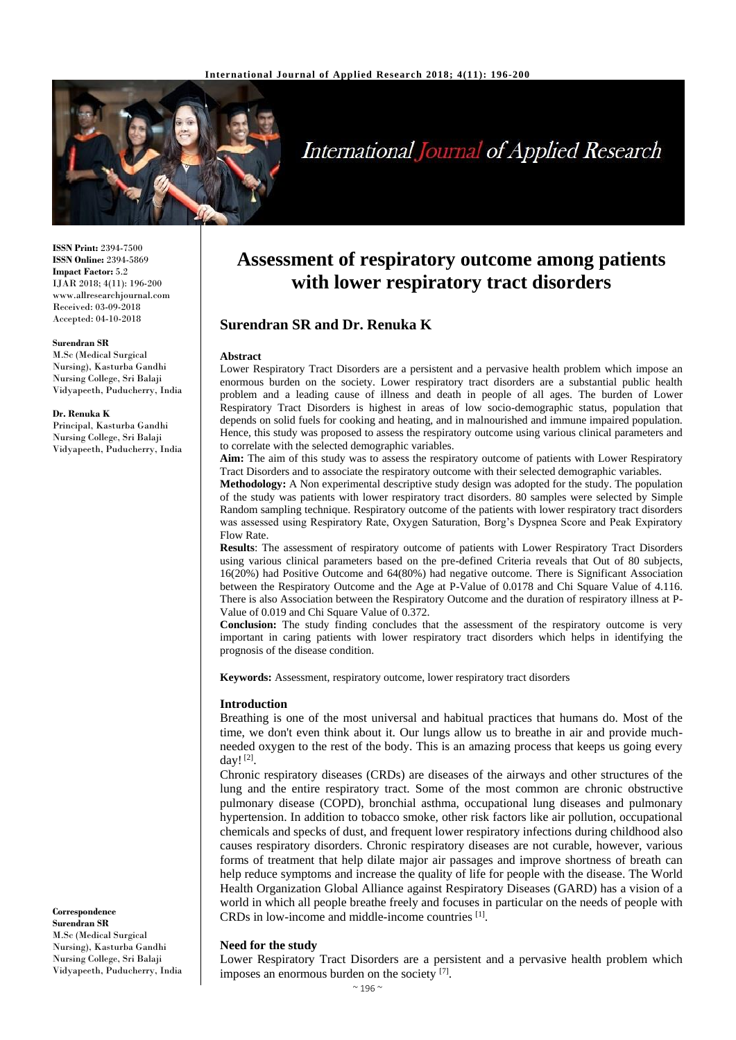# Assessment of respiratory outcome among patients with lower respiratory tract disorders

## Surendran SR and Dr. Renuka K

**ISSN Print:** 2394-7500
**ISSN Online:** 2394-5869
**Impact Factor:** 5.2
IJAR 2018; 4(11): 196-200
www.allresearchjournal.com
Received: 03-09-2018
Accepted: 04-10-2018

**Surendran SR**
M.Sc (Medical Surgical Nursing), Kasturba Gandhi Nursing College, Sri Balaji Vidyapeeth, Puducherry, India

**Dr. Renuka K**
Principal, Kasturba Gandhi Nursing College, Sri Balaji Vidyapeeth, Puducherry, India

**Correspondence**
**Surendran SR**
M.Sc (Medical Surgical Nursing), Kasturba Gandhi Nursing College, Sri Balaji Vidyapeeth, Puducherry, India

### Abstract

Lower Respiratory Tract Disorders are a persistent and a pervasive health problem which impose an enormous burden on the society. Lower respiratory tract disorders are a substantial public health problem and a leading cause of illness and death in people of all ages. The burden of Lower Respiratory Tract Disorders is highest in areas of low socio-demographic status, population that depends on solid fuels for cooking and heating, and in malnourished and immune impaired population. Hence, this study was proposed to assess the respiratory outcome using various clinical parameters and to correlate with the selected demographic variables.

**Aim:** The aim of this study was to assess the respiratory outcome of patients with Lower Respiratory Tract Disorders and to associate the respiratory outcome with their selected demographic variables.

**Methodology:** A Non experimental descriptive study design was adopted for the study. The population of the study was patients with lower respiratory tract disorders. 80 samples were selected by Simple Random sampling technique. Respiratory outcome of the patients with lower respiratory tract disorders was assessed using Respiratory Rate, Oxygen Saturation, Borg's Dyspnea Score and Peak Expiratory Flow Rate.

**Results**: The assessment of respiratory outcome of patients with Lower Respiratory Tract Disorders using various clinical parameters based on the pre-defined Criteria reveals that Out of 80 subjects, 16(20%) had Positive Outcome and 64(80%) had negative outcome. There is Significant Association between the Respiratory Outcome and the Age at P-Value of 0.0178 and Chi Square Value of 4.116. There is also Association between the Respiratory Outcome and the duration of respiratory illness at P-Value of 0.019 and Chi Square Value of 0.372.

**Conclusion:** The study finding concludes that the assessment of the respiratory outcome is very important in caring patients with lower respiratory tract disorders which helps in identifying the prognosis of the disease condition.

**Keywords:** Assessment, respiratory outcome, lower respiratory tract disorders

### Introduction

Breathing is one of the most universal and habitual practices that humans do. Most of the time, we don't even think about it. Our lungs allow us to breathe in air and provide much-needed oxygen to the rest of the body. This is an amazing process that keeps us going every day! [2].

Chronic respiratory diseases (CRDs) are diseases of the airways and other structures of the lung and the entire respiratory tract. Some of the most common are chronic obstructive pulmonary disease (COPD), bronchial asthma, occupational lung diseases and pulmonary hypertension. In addition to tobacco smoke, other risk factors like air pollution, occupational chemicals and specks of dust, and frequent lower respiratory infections during childhood also causes respiratory disorders. Chronic respiratory diseases are not curable, however, various forms of treatment that help dilate major air passages and improve shortness of breath can help reduce symptoms and increase the quality of life for people with the disease. The World Health Organization Global Alliance against Respiratory Diseases (GARD) has a vision of a world in which all people breathe freely and focuses in particular on the needs of people with CRDs in low-income and middle-income countries [1].

### Need for the study

Lower Respiratory Tract Disorders are a persistent and a pervasive health problem which imposes an enormous burden on the society [7].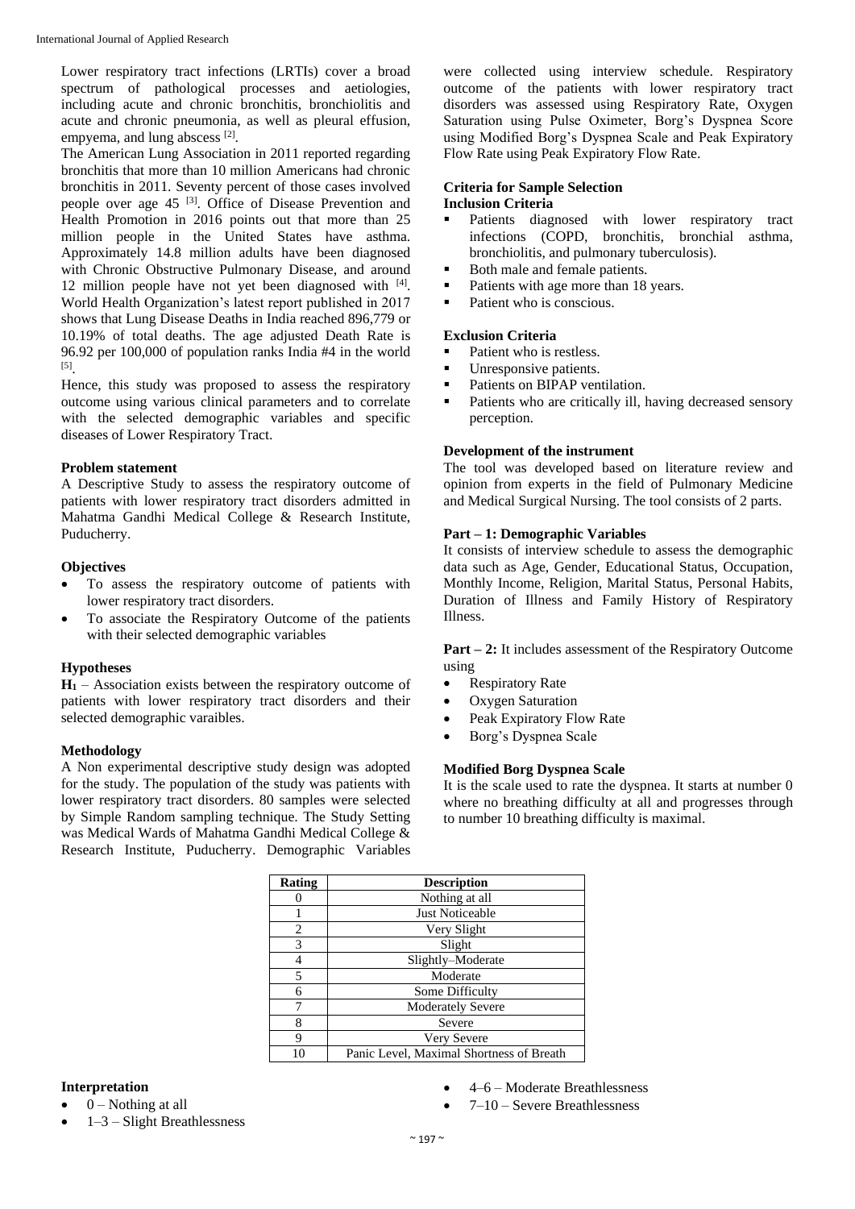Lower respiratory tract infections (LRTIs) cover a broad spectrum of pathological processes and aetiologies, including acute and chronic bronchitis, bronchiolitis and acute and chronic pneumonia, as well as pleural effusion, empyema, and lung abscess [2].

The American Lung Association in 2011 reported regarding bronchitis that more than 10 million Americans had chronic bronchitis in 2011. Seventy percent of those cases involved people over age 45 [3]. Office of Disease Prevention and Health Promotion in 2016 points out that more than 25 million people in the United States have asthma. Approximately 14.8 million adults have been diagnosed with Chronic Obstructive Pulmonary Disease, and around 12 million people have not yet been diagnosed with [4]. World Health Organization's latest report published in 2017 shows that Lung Disease Deaths in India reached 896,779 or 10.19% of total deaths. The age adjusted Death Rate is 96.92 per 100,000 of population ranks India #4 in the world [5].

Hence, this study was proposed to assess the respiratory outcome using various clinical parameters and to correlate with the selected demographic variables and specific diseases of Lower Respiratory Tract.

### Problem statement

A Descriptive Study to assess the respiratory outcome of patients with lower respiratory tract disorders admitted in Mahatma Gandhi Medical College & Research Institute, Puducherry.

### Objectives

- To assess the respiratory outcome of patients with lower respiratory tract disorders.
- To associate the Respiratory Outcome of the patients with their selected demographic variables

### Hypotheses

**$H_1$** – Association exists between the respiratory outcome of patients with lower respiratory tract disorders and their selected demographic varaibles.

### Methodology

A Non experimental descriptive study design was adopted for the study. The population of the study was patients with lower respiratory tract disorders. 80 samples were selected by Simple Random sampling technique. The Study Setting was Medical Wards of Mahatma Gandhi Medical College & Research Institute, Puducherry. Demographic Variables were collected using interview schedule. Respiratory outcome of the patients with lower respiratory tract disorders was assessed using Respiratory Rate, Oxygen Saturation using Pulse Oximeter, Borg's Dyspnea Score using Modified Borg's Dyspnea Scale and Peak Expiratory Flow Rate using Peak Expiratory Flow Rate.

### Criteria for Sample Selection

#### Inclusion Criteria

- Patients diagnosed with lower respiratory tract infections (COPD, bronchitis, bronchial asthma, bronchiolitis, and pulmonary tuberculosis).
- Both male and female patients.
- Patients with age more than 18 years.
- Patient who is conscious.

#### Exclusion Criteria

- Patient who is restless.
- Unresponsive patients.
- Patients on BIPAP ventilation.
- Patients who are critically ill, having decreased sensory perception.

### Development of the instrument

The tool was developed based on literature review and opinion from experts in the field of Pulmonary Medicine and Medical Surgical Nursing. The tool consists of 2 parts.

#### Part – 1: Demographic Variables

It consists of interview schedule to assess the demographic data such as Age, Gender, Educational Status, Occupation, Monthly Income, Religion, Marital Status, Personal Habits, Duration of Illness and Family History of Respiratory Illness.

**Part – 2:** It includes assessment of the Respiratory Outcome using

- Respiratory Rate
- Oxygen Saturation
- Peak Expiratory Flow Rate
- Borg's Dyspnea Scale

#### Modified Borg Dyspnea Scale

It is the scale used to rate the dyspnea. It starts at number 0 where no breathing difficulty at all and progresses through to number 10 breathing difficulty is maximal.

| Rating | Description |
|---|---|
| 0 | Nothing at all |
| 1 | Just Noticeable |
| 2 | Very Slight |
| 3 | Slight |
| 4 | Slightly–Moderate |
| 5 | Moderate |
| 6 | Some Difficulty |
| 7 | Moderately Severe |
| 8 | Severe |
| 9 | Very Severe |
| 10 | Panic Level, Maximal Shortness of Breath |

#### Interpretation

- 0 – Nothing at all
- 1–3 – Slight Breathlessness
- 4–6 – Moderate Breathlessness
- 7–10 – Severe Breathlessness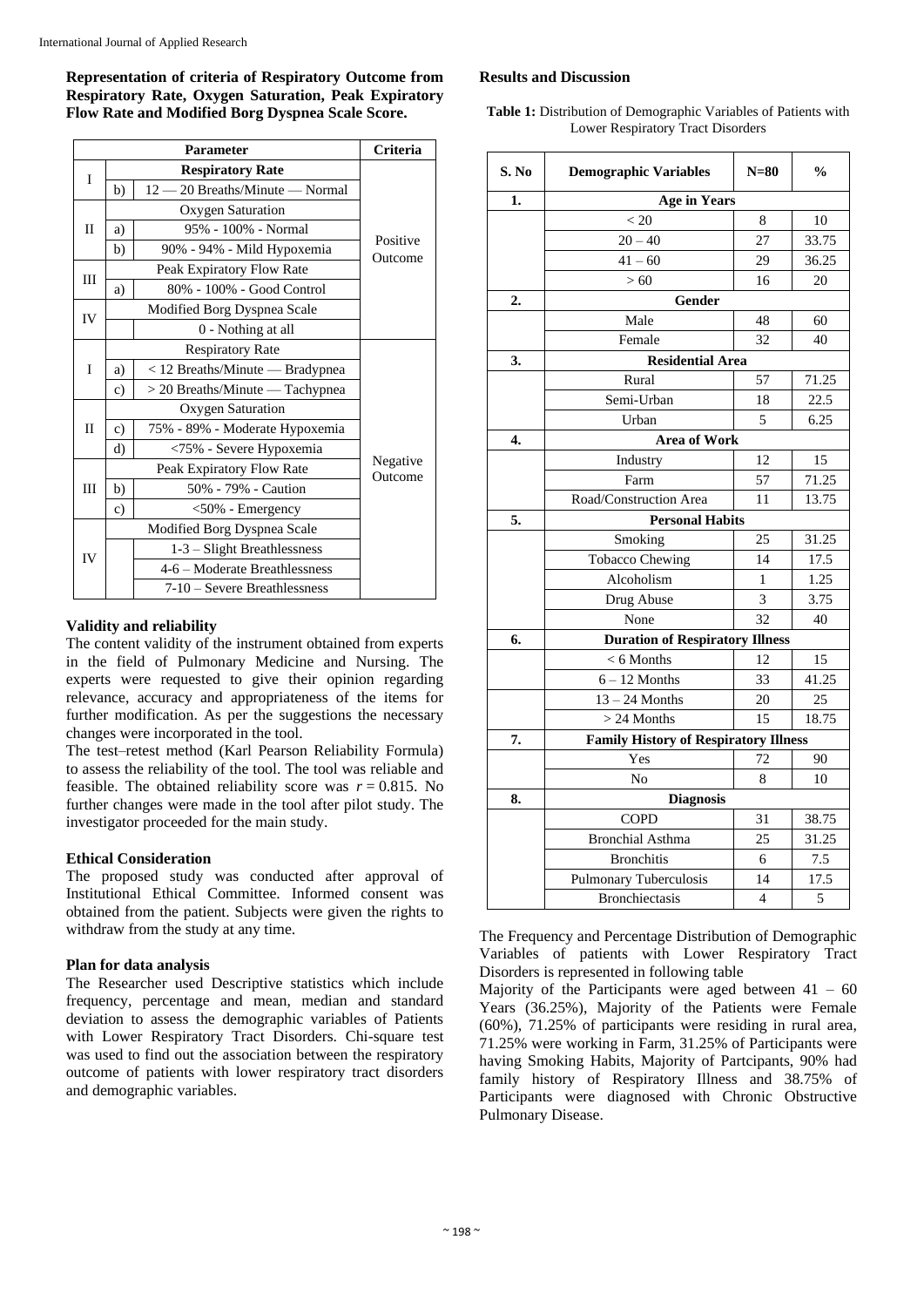**Representation of criteria of Respiratory Outcome from Respiratory Rate, Oxygen Saturation, Peak Expiratory Flow Rate and Modified Borg Dyspnea Scale Score.**

| Parameter | | | Criteria |
|---|---|---|---|
| I | **Respiratory Rate** | | Positive Outcome |
| | b) | 12 — 20 Breaths/Minute — Normal | |
| II | Oxygen Saturation | | |
| | a) | 95% - 100% - Normal | |
| | b) | 90% - 94% - Mild Hypoxemia | |
| III | Peak Expiratory Flow Rate | | |
| | a) | 80% - 100% - Good Control | |
| IV | Modified Borg Dyspnea Scale | | |
| | | 0 - Nothing at all | |
| I | Respiratory Rate | | Negative Outcome |
| | a) | < 12 Breaths/Minute — Bradypnea | |
| | c) | > 20 Breaths/Minute — Tachypnea | |
| II | Oxygen Saturation | | |
| | c) | 75% - 89% - Moderate Hypoxemia | |
| | d) | <75% - Severe Hypoxemia | |
| III | Peak Expiratory Flow Rate | | |
| | b) | 50% - 79% - Caution | |
| | c) | <50% - Emergency | |
| IV | Modified Borg Dyspnea Scale | | |
| | | 1-3 – Slight Breathlessness | |
| | | 4-6 – Moderate Breathlessness | |
| | | 7-10 – Severe Breathlessness | |

**Validity and reliability**

The content validity of the instrument obtained from experts in the field of Pulmonary Medicine and Nursing. The experts were requested to give their opinion regarding relevance, accuracy and appropriateness of the items for further modification. As per the suggestions the necessary changes were incorporated in the tool.

The test–retest method (Karl Pearson Reliability Formula) to assess the reliability of the tool. The tool was reliable and feasible. The obtained reliability score was $r = 0.815$. No further changes were made in the tool after pilot study. The investigator proceeded for the main study.

**Ethical Consideration**

The proposed study was conducted after approval of Institutional Ethical Committee. Informed consent was obtained from the patient. Subjects were given the rights to withdraw from the study at any time.

**Plan for data analysis**

The Researcher used Descriptive statistics which include frequency, percentage and mean, median and standard deviation to assess the demographic variables of Patients with Lower Respiratory Tract Disorders. Chi-square test was used to find out the association between the respiratory outcome of patients with lower respiratory tract disorders and demographic variables.

**Results and Discussion**

**Table 1:** Distribution of Demographic Variables of Patients with Lower Respiratory Tract Disorders

| S. No | Demographic Variables | N=80 | % |
|---|---|---|---|
| **1.** | **Age in Years** | | |
| | < 20 | 8 | 10 |
| | 20 – 40 | 27 | 33.75 |
| | 41 – 60 | 29 | 36.25 |
| | > 60 | 16 | 20 |
| **2.** | **Gender** | | |
| | Male | 48 | 60 |
| | Female | 32 | 40 |
| **3.** | **Residential Area** | | |
| | Rural | 57 | 71.25 |
| | Semi-Urban | 18 | 22.5 |
| | Urban | 5 | 6.25 |
| **4.** | **Area of Work** | | |
| | Industry | 12 | 15 |
| | Farm | 57 | 71.25 |
| | Road/Construction Area | 11 | 13.75 |
| **5.** | **Personal Habits** | | |
| | Smoking | 25 | 31.25 |
| | Tobacco Chewing | 14 | 17.5 |
| | Alcoholism | 1 | 1.25 |
| | Drug Abuse | 3 | 3.75 |
| | None | 32 | 40 |
| **6.** | **Duration of Respiratory Illness** | | |
| | < 6 Months | 12 | 15 |
| | 6 – 12 Months | 33 | 41.25 |
| | 13 – 24 Months | 20 | 25 |
| | > 24 Months | 15 | 18.75 |
| **7.** | **Family History of Respiratory Illness** | | |
| | Yes | 72 | 90 |
| | No | 8 | 10 |
| **8.** | **Diagnosis** | | |
| | COPD | 31 | 38.75 |
| | Bronchial Asthma | 25 | 31.25 |
| | Bronchitis | 6 | 7.5 |
| | Pulmonary Tuberculosis | 14 | 17.5 |
| | Bronchiectasis | 4 | 5 |

The Frequency and Percentage Distribution of Demographic Variables of patients with Lower Respiratory Tract Disorders is represented in following table

Majority of the Participants were aged between 41 – 60 Years (36.25%), Majority of the Patients were Female (60%), 71.25% of participants were residing in rural area, 71.25% were working in Farm, 31.25% of Participants were having Smoking Habits, Majority of Partcipants, 90% had family history of Respiratory Illness and 38.75% of Participants were diagnosed with Chronic Obstructive Pulmonary Disease.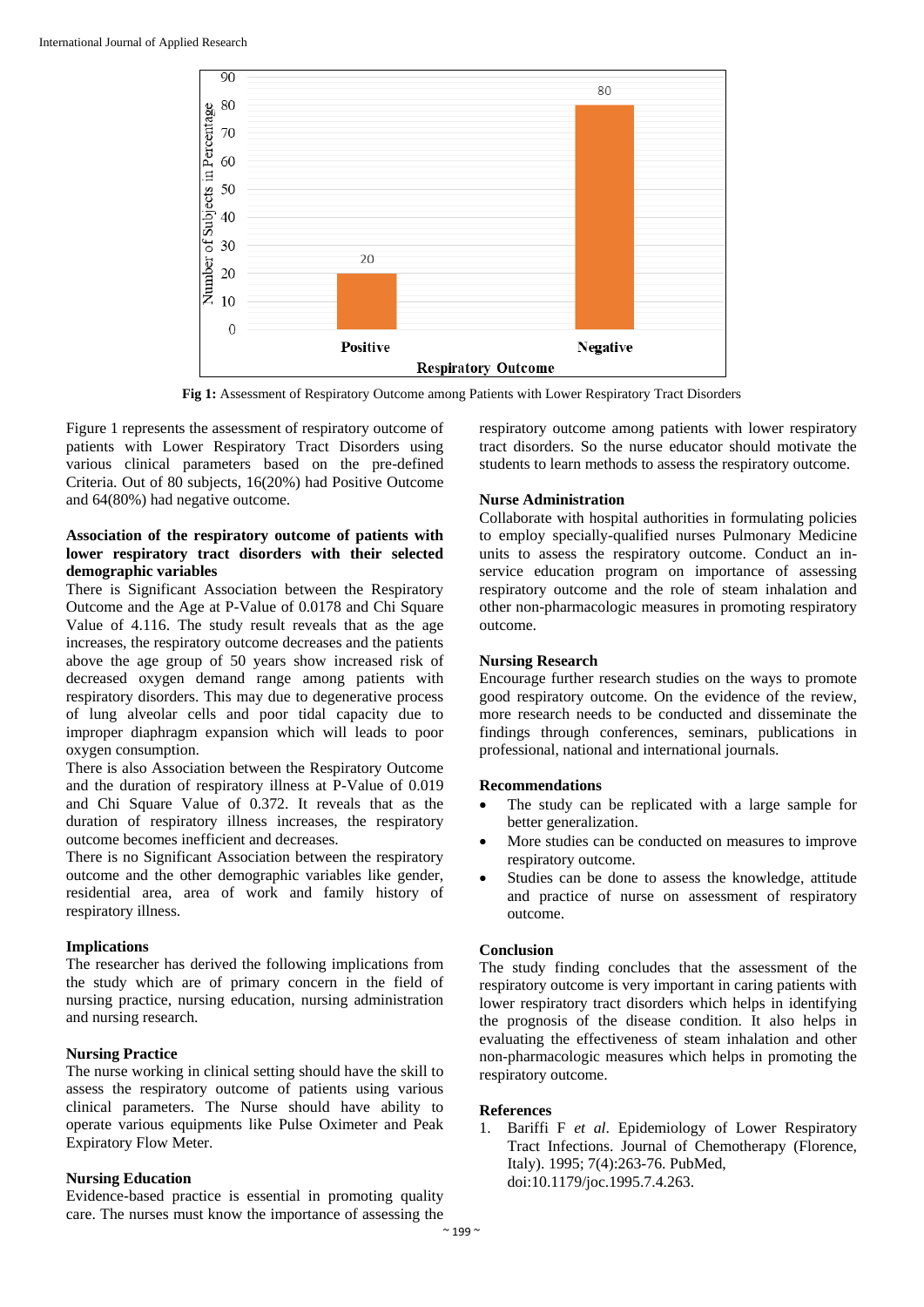Fig 1: Assessment of Respiratory Outcome among Patients with Lower Respiratory Tract Disorders

Figure 1 represents the assessment of respiratory outcome of patients with Lower Respiratory Tract Disorders using various clinical parameters based on the pre-defined Criteria. Out of 80 subjects, 16(20%) had Positive Outcome and 64(80%) had negative outcome.

**Association of the respiratory outcome of patients with lower respiratory tract disorders with their selected demographic variables**

There is Significant Association between the Respiratory Outcome and the Age at P-Value of 0.0178 and Chi Square Value of 4.116. The study result reveals that as the age increases, the respiratory outcome decreases and the patients above the age group of 50 years show increased risk of decreased oxygen demand range among patients with respiratory disorders. This may due to degenerative process of lung alveolar cells and poor tidal capacity due to improper diaphragm expansion which will leads to poor oxygen consumption.

There is also Association between the Respiratory Outcome and the duration of respiratory illness at P-Value of 0.019 and Chi Square Value of 0.372. It reveals that as the duration of respiratory illness increases, the respiratory outcome becomes inefficient and decreases.

There is no Significant Association between the respiratory outcome and the other demographic variables like gender, residential area, area of work and family history of respiratory illness.

**Implications**

The researcher has derived the following implications from the study which are of primary concern in the field of nursing practice, nursing education, nursing administration and nursing research.

**Nursing Practice**

The nurse working in clinical setting should have the skill to assess the respiratory outcome of patients using various clinical parameters. The Nurse should have ability to operate various equipments like Pulse Oximeter and Peak Expiratory Flow Meter.

**Nursing Education**

Evidence-based practice is essential in promoting quality care. The nurses must know the importance of assessing the respiratory outcome among patients with lower respiratory tract disorders. So the nurse educator should motivate the students to learn methods to assess the respiratory outcome.

**Nurse Administration**

Collaborate with hospital authorities in formulating policies to employ specially-qualified nurses Pulmonary Medicine units to assess the respiratory outcome. Conduct an in-service education program on importance of assessing respiratory outcome and the role of steam inhalation and other non-pharmacologic measures in promoting respiratory outcome.

**Nursing Research**

Encourage further research studies on the ways to promote good respiratory outcome. On the evidence of the review, more research needs to be conducted and disseminate the findings through conferences, seminars, publications in professional, national and international journals.

**Recommendations**

- The study can be replicated with a large sample for better generalization.
- More studies can be conducted on measures to improve respiratory outcome.
- Studies can be done to assess the knowledge, attitude and practice of nurse on assessment of respiratory outcome.

**Conclusion**

The study finding concludes that the assessment of the respiratory outcome is very important in caring patients with lower respiratory tract disorders which helps in identifying the prognosis of the disease condition. It also helps in evaluating the effectiveness of steam inhalation and other non-pharmacologic measures which helps in promoting the respiratory outcome.

**References**

1. Bariffi F *et al*. Epidemiology of Lower Respiratory Tract Infections. Journal of Chemotherapy (Florence, Italy). 1995; 7(4):263-76. PubMed, doi:10.1179/joc.1995.7.4.263.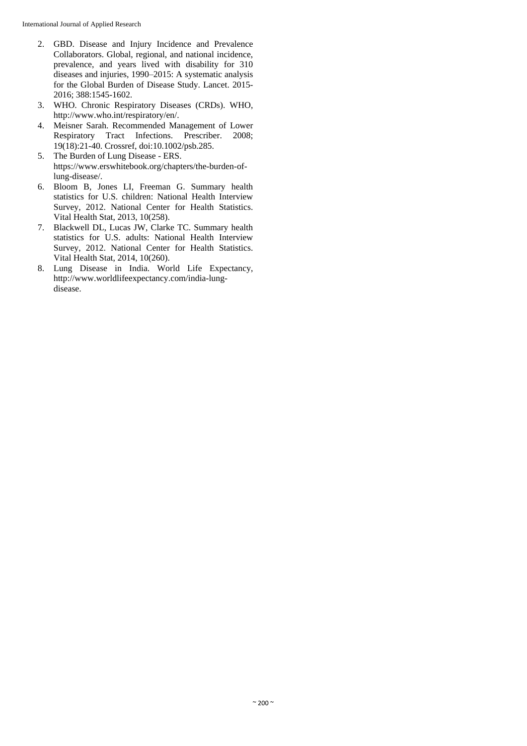2. GBD. Disease and Injury Incidence and Prevalence Collaborators. Global, regional, and national incidence, prevalence, and years lived with disability for 310 diseases and injuries, 1990–2015: A systematic analysis for the Global Burden of Disease Study. Lancet. 2015-2016; 388:1545-1602.
3. WHO. Chronic Respiratory Diseases (CRDs). WHO, http://www.who.int/respiratory/en/.
4. Meisner Sarah. Recommended Management of Lower Respiratory Tract Infections. Prescriber. 2008; 19(18):21-40. Crossref, doi:10.1002/psb.285.
5. The Burden of Lung Disease - ERS. https://www.erswhitebook.org/chapters/the-burden-of-lung-disease/.
6. Bloom B, Jones LI, Freeman G. Summary health statistics for U.S. children: National Health Interview Survey, 2012. National Center for Health Statistics. Vital Health Stat, 2013, 10(258).
7. Blackwell DL, Lucas JW, Clarke TC. Summary health statistics for U.S. adults: National Health Interview Survey, 2012. National Center for Health Statistics. Vital Health Stat, 2014, 10(260).
8. Lung Disease in India. World Life Expectancy, http://www.worldlifeexpectancy.com/india-lung-disease.